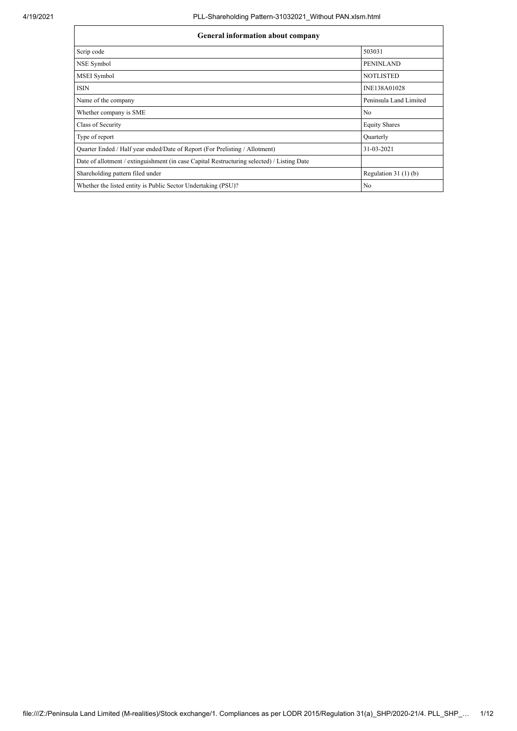| General information about company | |
|---|---|
| Scrip code | 503031 |
| NSE Symbol | PENINLAND |
| MSEI Symbol | NOTLISTED |
| ISIN | INE138A01028 |
| Name of the company | Peninsula Land Limited |
| Whether company is SME | No |
| Class of Security | Equity Shares |
| Type of report | Quarterly |
| Quarter Ended / Half year ended/Date of Report (For Prelisting / Allotment) | 31-03-2021 |
| Date of allotment / extinguishment (in case Capital Restructuring selected) / Listing Date | |
| Shareholding pattern filed under | Regulation 31 (1) (b) |
| Whether the listed entity is Public Sector Undertaking (PSU)? | No |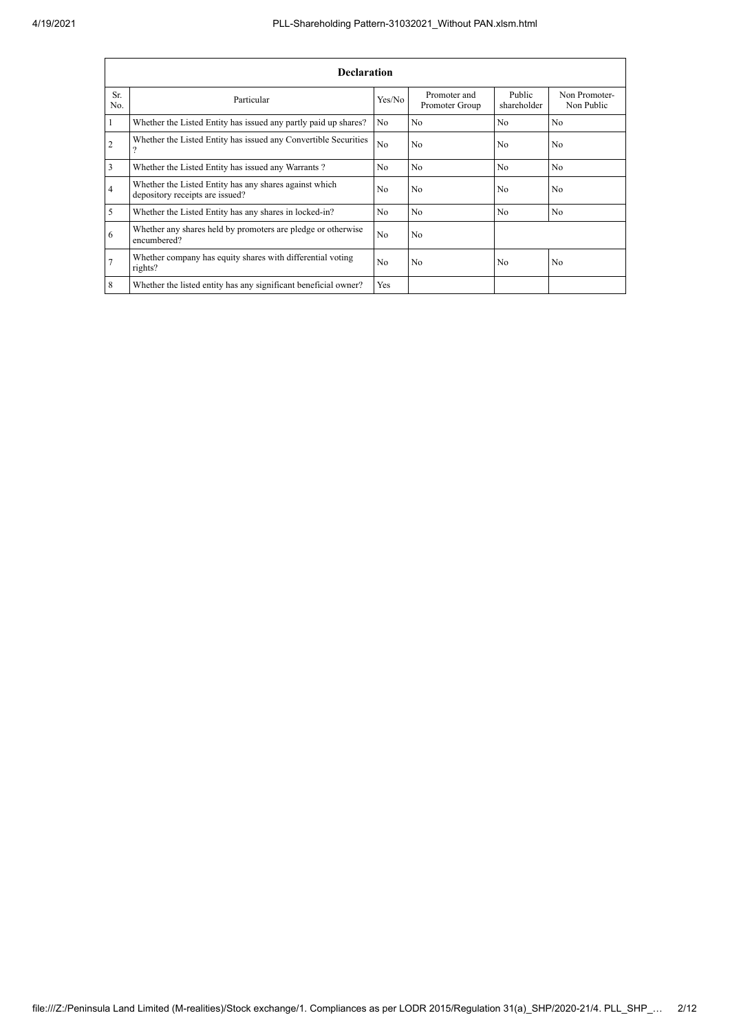| Declaration | | | | | |
|---|---|---|---|---|---|
| Sr. No. | Particular | Yes/No | Promoter and Promoter Group | Public shareholder | Non Promoter- Non Public |
| 1 | Whether the Listed Entity has issued any partly paid up shares? | No | No | No | No |
| 2 | Whether the Listed Entity has issued any Convertible Securities ? | No | No | No | No |
| 3 | Whether the Listed Entity has issued any Warrants ? | No | No | No | No |
| 4 | Whether the Listed Entity has any shares against which depository receipts are issued? | No | No | No | No |
| 5 | Whether the Listed Entity has any shares in locked-in? | No | No | No | No |
| 6 | Whether any shares held by promoters are pledge or otherwise encumbered? | No | No | | |
| 7 | Whether company has equity shares with differential voting rights? | No | No | No | No |
| 8 | Whether the listed entity has any significant beneficial owner? | Yes | | | |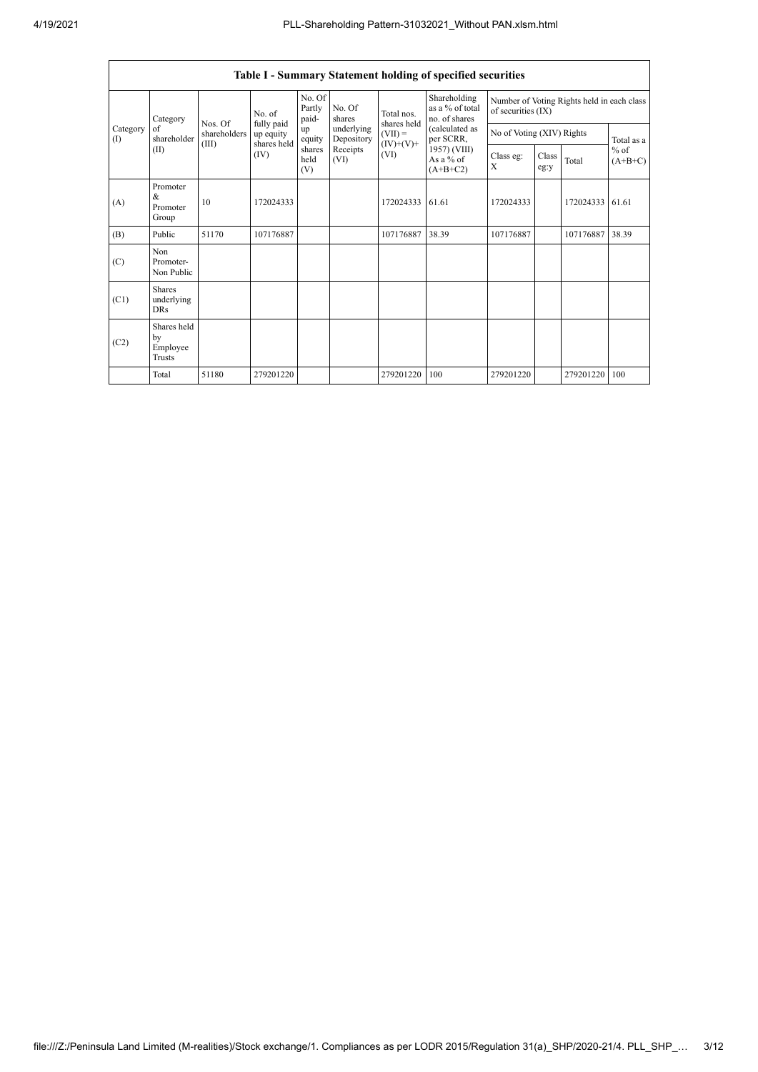## Table I - Summary Statement holding of specified securities

| Category (I) | Category of shareholder (II) | Nos. Of shareholders (III) | No. of fully paid up equity shares held (IV) | No. Of Partly paid-up equity shares held (V) | No. Of shares underlying Depository Receipts (VI) | Total nos. shares held (VII) = (IV)+(V)+ (VI) | Shareholding as a % of total no. of shares (calculated as per SCRR, 1957) (VIII) As a % of (A+B+C2) | Number of Voting Rights held in each class of securities (IX) | | | |
|---|---|---|---|---|---|---|---|---|---|---|---|
| | | | | | | | | No of Voting (XIV) Rights | | | Total as a % of (A+B+C) |
| | | | | | | | | Class eg: X | Class eg:y | Total | |
| (A) | Promoter & Promoter Group | 10 | 172024333 | | | 172024333 | 61.61 | 172024333 | | 172024333 | 61.61 |
| (B) | Public | 51170 | 107176887 | | | 107176887 | 38.39 | 107176887 | | 107176887 | 38.39 |
| (C) | Non Promoter- Non Public | | | | | | | | | | |
| (C1) | Shares underlying DRs | | | | | | | | | | |
| (C2) | Shares held by Employee Trusts | | | | | | | | | | |
| | Total | 51180 | 279201220 | | | 279201220 | 100 | 279201220 | | 279201220 | 100 |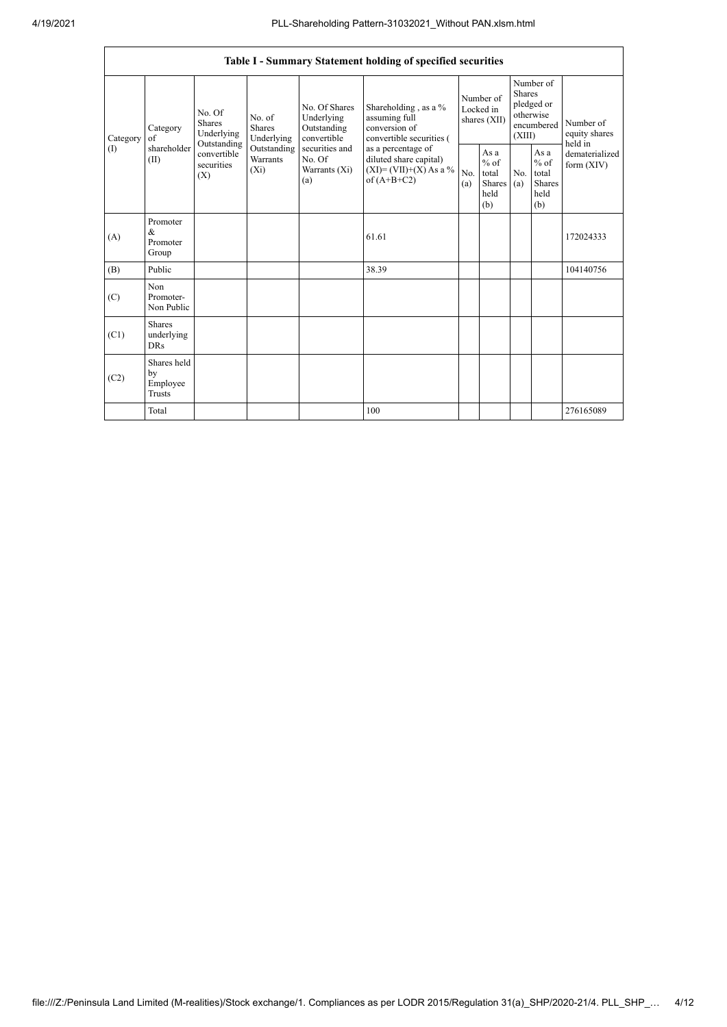| Table I - Summary Statement holding of specified securities | | | | | | | | | | | |
|---|---|---|---|---|---|---|---|---|---|---|---|
| Category (I) | Category of shareholder (II) | No. Of Shares Underlying Outstanding convertible securities (X) | No. of Shares Underlying Outstanding Warrants (Xi) | No. Of Shares Underlying Outstanding convertible securities and No. Of Warrants (Xi) (a) | Shareholding , as a % assuming full conversion of convertible securities ( as a percentage of diluted share capital) (XI)= (VII)+(X) As a % of (A+B+C2) | Number of Locked in shares (XII) | | Number of Shares pledged or otherwise encumbered (XIII) | | Number of equity shares held in dematerialized form (XIV) |
| | | | | | | No. (a) | As a % of total Shares held (b) | No. (a) | As a % of total Shares held (b) | |
| (A) | Promoter & Promoter Group | | | | 61.61 | | | | | 172024333 |
| (B) | Public | | | | 38.39 | | | | | 104140756 |
| (C) | Non Promoter- Non Public | | | | | | | | | |
| (C1) | Shares underlying DRs | | | | | | | | | |
| (C2) | Shares held by Employee Trusts | | | | | | | | | |
| | Total | | | | 100 | | | | | 276165089 |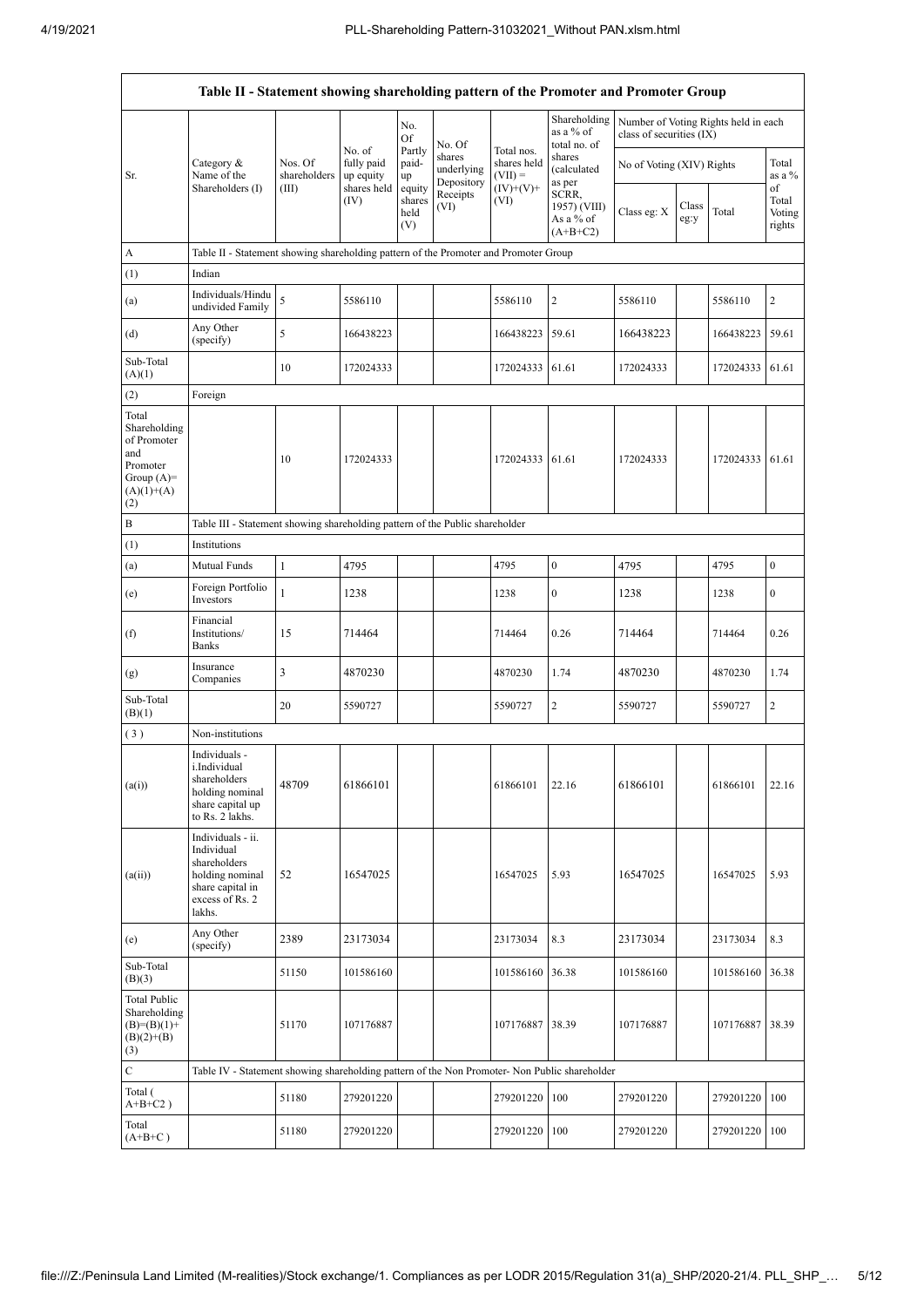| Table II - Statement showing shareholding pattern of the Promoter and Promoter Group | | | | | | | | | | | | |
|---|---|---|---|---|---|---|---|---|---|---|---|---|
| Sr. | Category & Name of the Shareholders (I) | Nos. Of shareholders (III) | No. of fully paid up equity shares held (IV) | No. Of Partly paid-up equity shares held (V) | No. Of shares underlying Depository Receipts (VI) | Total nos. shares held (VII) = (IV)+(V)+ (VI) | Shareholding as a % of total no. of shares (calculated as per SCRR, 1957) (VIII) As a % of (A+B+C2) | Number of Voting Rights held in each class of securities (IX) | | | | |
| | | | | | | | | No of Voting (XIV) Rights | | | Total as a % of Total Voting rights |
| | | | | | | | | Class eg: X | Class eg:y | Total | |
| A | Table II - Statement showing shareholding pattern of the Promoter and Promoter Group | | | | | | | | | | | |
| (1) | Indian | | | | | | | | | | | |
| (a) | Individuals/Hindu undivided Family | 5 | 5586110 | | | 5586110 | 2 | 5586110 | | 5586110 | 2 |
| (d) | Any Other (specify) | 5 | 166438223 | | | 166438223 | 59.61 | 166438223 | | 166438223 | 59.61 |
| Sub-Total (A)(1) | | 10 | 172024333 | | | 172024333 | 61.61 | 172024333 | | 172024333 | 61.61 |
| (2) | Foreign | | | | | | | | | | | |
| Total Shareholding of Promoter and Promoter Group (A)=(A)(1)+(A)(2) | | 10 | 172024333 | | | 172024333 | 61.61 | 172024333 | | 172024333 | 61.61 |
| B | Table III - Statement showing shareholding pattern of the Public shareholder | | | | | | | | | | | |
| (1) | Institutions | | | | | | | | | | | |
| (a) | Mutual Funds | 1 | 4795 | | | 4795 | 0 | 4795 | | 4795 | 0 |
| (e) | Foreign Portfolio Investors | 1 | 1238 | | | 1238 | 0 | 1238 | | 1238 | 0 |
| (f) | Financial Institutions/ Banks | 15 | 714464 | | | 714464 | 0.26 | 714464 | | 714464 | 0.26 |
| (g) | Insurance Companies | 3 | 4870230 | | | 4870230 | 1.74 | 4870230 | | 4870230 | 1.74 |
| Sub-Total (B)(1) | | 20 | 5590727 | | | 5590727 | 2 | 5590727 | | 5590727 | 2 |
| (3) | Non-institutions | | | | | | | | | | | |
| (a(i)) | Individuals - i.Individual shareholders holding nominal share capital up to Rs. 2 lakhs. | 48709 | 61866101 | | | 61866101 | 22.16 | 61866101 | | 61866101 | 22.16 |
| (a(ii)) | Individuals - ii. Individual shareholders holding nominal share capital in excess of Rs. 2 lakhs. | 52 | 16547025 | | | 16547025 | 5.93 | 16547025 | | 16547025 | 5.93 |
| (e) | Any Other (specify) | 2389 | 23173034 | | | 23173034 | 8.3 | 23173034 | | 23173034 | 8.3 |
| Sub-Total (B)(3) | | 51150 | 101586160 | | | 101586160 | 36.38 | 101586160 | | 101586160 | 36.38 |
| Total Public Shareholding (B)=(B)(1)+(B)(2)+(B)(3) | | 51170 | 107176887 | | | 107176887 | 38.39 | 107176887 | | 107176887 | 38.39 |
| C | Table IV - Statement showing shareholding pattern of the Non Promoter- Non Public shareholder | | | | | | | | | | | |
| Total ( A+B+C2 ) | | 51180 | 279201220 | | | 279201220 | 100 | 279201220 | | 279201220 | 100 |
| Total (A+B+C ) | | 51180 | 279201220 | | | 279201220 | 100 | 279201220 | | 279201220 | 100 |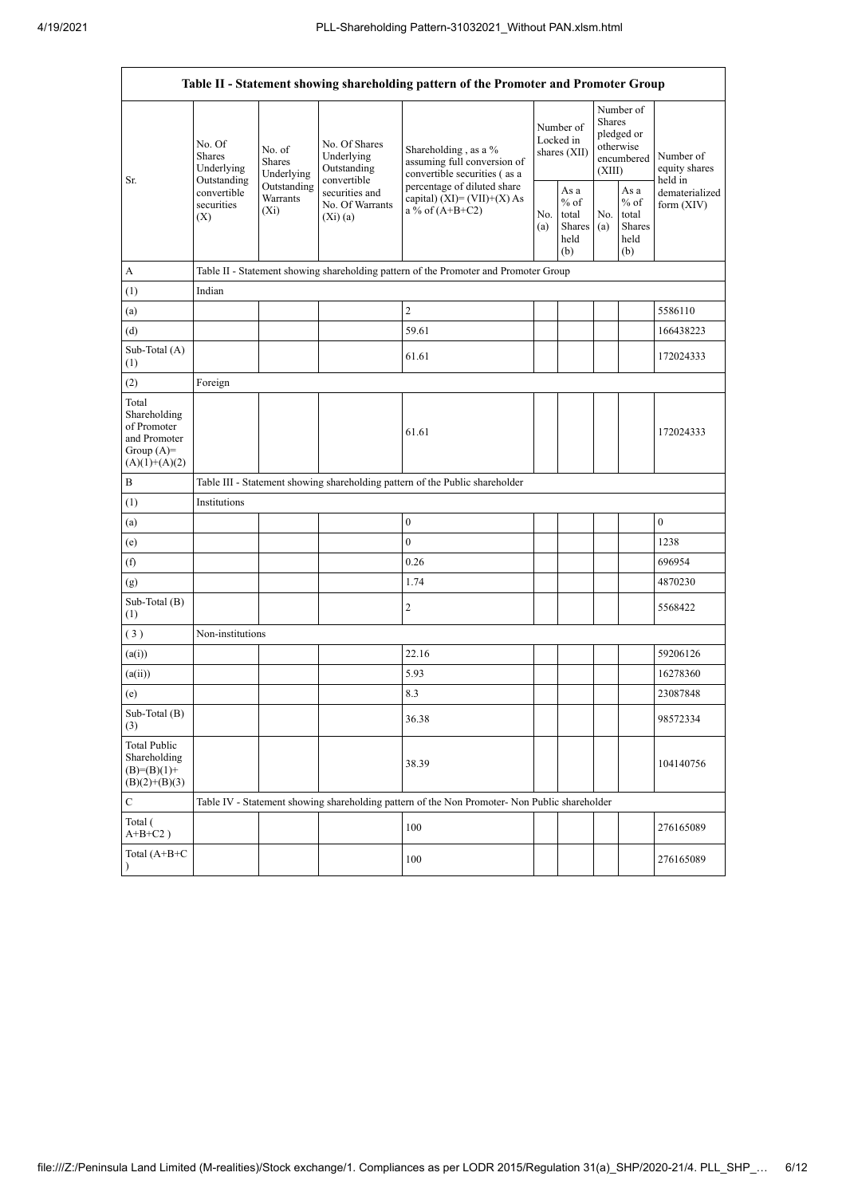| Table II - Statement showing shareholding pattern of the Promoter and Promoter Group | | | | | | | | | |
|---|---|---|---|---|---|---|---|---|---|
| Sr. | No. Of Shares Underlying Outstanding convertible securities (X) | No. of Shares Underlying Outstanding Warrants (Xi) | No. Of Shares Underlying Outstanding convertible securities and No. Of Warrants (Xi) (a) | Shareholding , as a % assuming full conversion of convertible securities ( as a percentage of diluted share capital) (XI)= (VII)+(X) As a % of (A+B+C2) | Number of Locked in shares (XII) | | Number of Shares pledged or otherwise encumbered (XIII) | | Number of equity shares held in dematerialized form (XIV) |
| | | | | | No. (a) | As a % of total Shares held (b) | No. (a) | As a % of total Shares held (b) | |
| A | Table II - Statement showing shareholding pattern of the Promoter and Promoter Group | | | | | | | | |
| (1) | Indian | | | | | | | | |
| (a) | | | | 2 | | | | | 5586110 |
| (d) | | | | 59.61 | | | | | 166438223 |
| Sub-Total (A) (1) | | | | 61.61 | | | | | 172024333 |
| (2) | Foreign | | | | | | | | |
| Total Shareholding of Promoter and Promoter Group (A)= (A)(1)+(A)(2) | | | | 61.61 | | | | | 172024333 |
| B | Table III - Statement showing shareholding pattern of the Public shareholder | | | | | | | | |
| (1) | Institutions | | | | | | | | |
| (a) | | | | 0 | | | | | 0 |
| (e) | | | | 0 | | | | | 1238 |
| (f) | | | | 0.26 | | | | | 696954 |
| (g) | | | | 1.74 | | | | | 4870230 |
| Sub-Total (B) (1) | | | | 2 | | | | | 5568422 |
| (3) | Non-institutions | | | | | | | | |
| (a(i)) | | | | 22.16 | | | | | 59206126 |
| (a(ii)) | | | | 5.93 | | | | | 16278360 |
| (e) | | | | 8.3 | | | | | 23087848 |
| Sub-Total (B) (3) | | | | 36.38 | | | | | 98572334 |
| Total Public Shareholding (B)=(B)(1)+(B)(2)+(B)(3) | | | | 38.39 | | | | | 104140756 |
| C | Table IV - Statement showing shareholding pattern of the Non Promoter- Non Public shareholder | | | | | | | | |
| Total ( A+B+C2 ) | | | | 100 | | | | | 276165089 |
| Total (A+B+C ) | | | | 100 | | | | | 276165089 |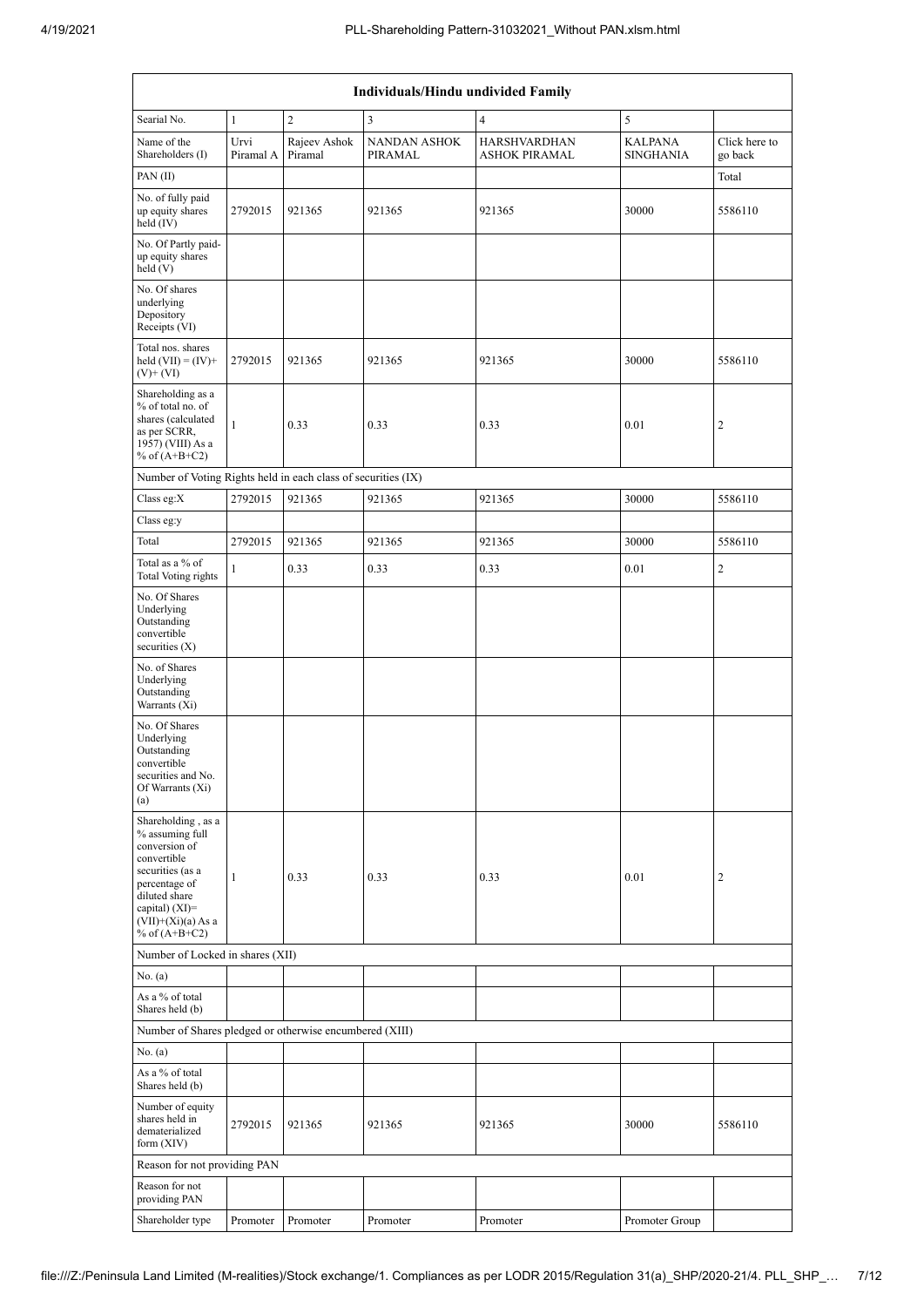| Individuals/Hindu undivided Family | | | | | | |
|---|---|---|---|---|---|---|
| Searial No. | 1 | 2 | 3 | 4 | 5 | |
| Name of the Shareholders (I) | Urvi Piramal A | Rajeev Ashok Piramal | NANDAN ASHOK PIRAMAL | HARSHVARDHAN ASHOK PIRAMAL | KALPANA SINGHANIA | Click here to go back |
| PAN (II) | | | | | | Total |
| No. of fully paid up equity shares held (IV) | 2792015 | 921365 | 921365 | 921365 | 30000 | 5586110 |
| No. Of Partly paid-up equity shares held (V) | | | | | | |
| No. Of shares underlying Depository Receipts (VI) | | | | | | |
| Total nos. shares held (VII) = (IV)+ (V)+ (VI) | 2792015 | 921365 | 921365 | 921365 | 30000 | 5586110 |
| Shareholding as a % of total no. of shares (calculated as per SCRR, 1957) (VIII) As a % of (A+B+C2) | 1 | 0.33 | 0.33 | 0.33 | 0.01 | 2 |
| Number of Voting Rights held in each class of securities (IX) | | | | | | |
| Class eg:X | 2792015 | 921365 | 921365 | 921365 | 30000 | 5586110 |
| Class eg:y | | | | | | |
| Total | 2792015 | 921365 | 921365 | 921365 | 30000 | 5586110 |
| Total as a % of Total Voting rights | 1 | 0.33 | 0.33 | 0.33 | 0.01 | 2 |
| No. Of Shares Underlying Outstanding convertible securities (X) | | | | | | |
| No. of Shares Underlying Outstanding Warrants (Xi) | | | | | | |
| No. Of Shares Underlying Outstanding convertible securities and No. Of Warrants (Xi) (a) | | | | | | |
| Shareholding , as a % assuming full conversion of convertible securities (as a percentage of diluted share capital) (XI)= (VII)+(Xi)(a) As a % of (A+B+C2) | 1 | 0.33 | 0.33 | 0.33 | 0.01 | 2 |
| Number of Locked in shares (XII) | | | | | | |
| No. (a) | | | | | | |
| As a % of total Shares held (b) | | | | | | |
| Number of Shares pledged or otherwise encumbered (XIII) | | | | | | |
| No. (a) | | | | | | |
| As a % of total Shares held (b) | | | | | | |
| Number of equity shares held in dematerialized form (XIV) | 2792015 | 921365 | 921365 | 921365 | 30000 | 5586110 |
| Reason for not providing PAN | | | | | | |
| Reason for not providing PAN | | | | | | |
| Shareholder type | Promoter | Promoter | Promoter | Promoter | Promoter Group | |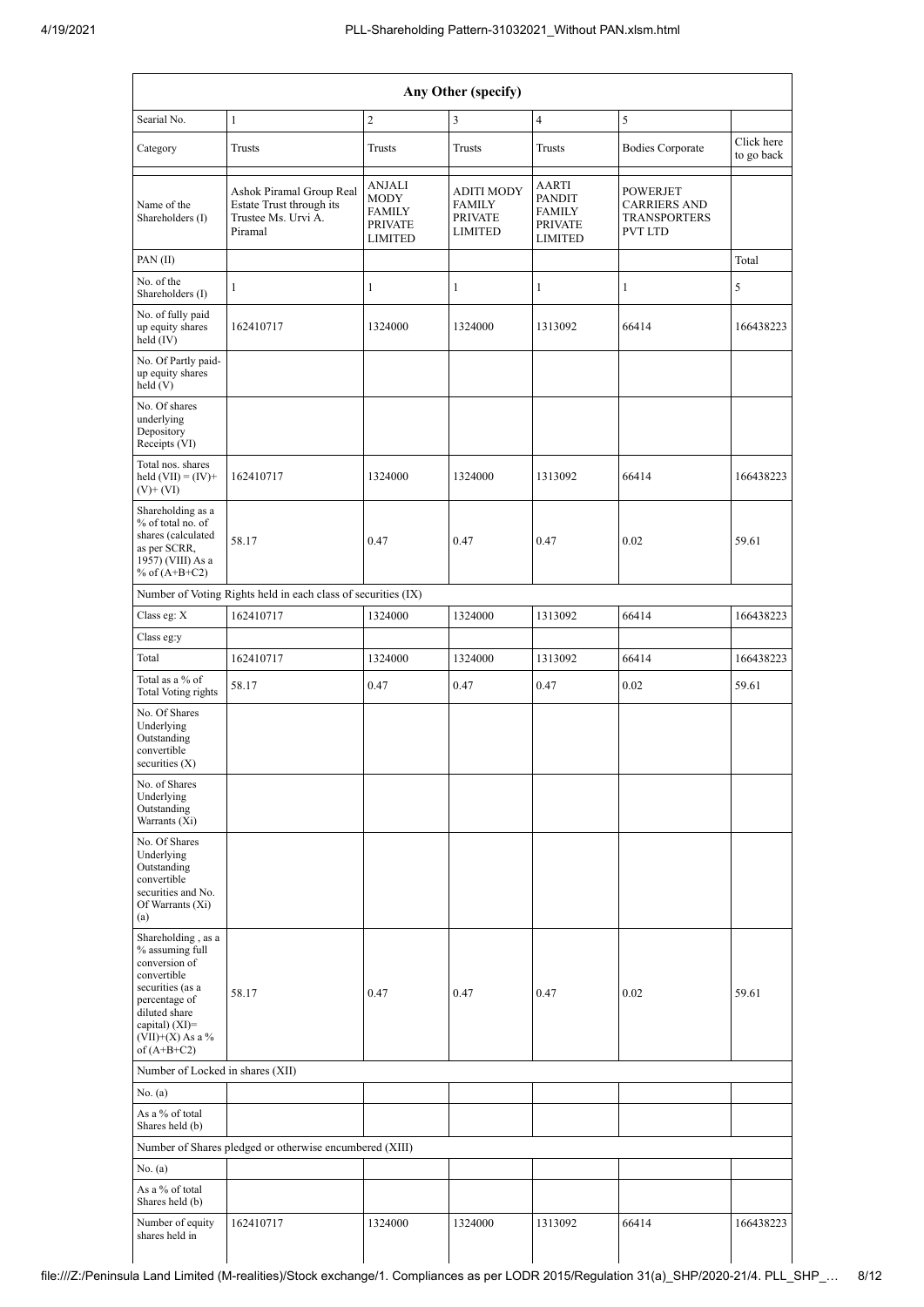| Any Other (specify) | | | | | | |
|---|---|---|---|---|---|---|
| Searial No. | 1 | 2 | 3 | 4 | 5 | |
| Category | Trusts | Trusts | Trusts | Trusts | Bodies Corporate | Click here to go back |
| Name of the Shareholders (I) | Ashok Piramal Group Real Estate Trust through its Trustee Ms. Urvi A. Piramal | ANJALI MODY FAMILY PRIVATE LIMITED | ADITI MODY FAMILY PRIVATE LIMITED | AARTI PANDIT FAMILY PRIVATE LIMITED | POWERJET CARRIERS AND TRANSPORTERS PVT LTD | |
| PAN (II) | | | | | | Total |
| No. of the Shareholders (I) | 1 | 1 | 1 | 1 | 1 | 5 |
| No. of fully paid up equity shares held (IV) | 162410717 | 1324000 | 1324000 | 1313092 | 66414 | 166438223 |
| No. Of Partly paid-up equity shares held (V) | | | | | | |
| No. Of shares underlying Depository Receipts (VI) | | | | | | |
| Total nos. shares held (VII) = (IV)+ (V)+ (VI) | 162410717 | 1324000 | 1324000 | 1313092 | 66414 | 166438223 |
| Shareholding as a % of total no. of shares (calculated as per SCRR, 1957) (VIII) As a % of (A+B+C2) | 58.17 | 0.47 | 0.47 | 0.47 | 0.02 | 59.61 |
| Number of Voting Rights held in each class of securities (IX) | | | | | | |
| Class eg: X | 162410717 | 1324000 | 1324000 | 1313092 | 66414 | 166438223 |
| Class eg:y | | | | | | |
| Total | 162410717 | 1324000 | 1324000 | 1313092 | 66414 | 166438223 |
| Total as a % of Total Voting rights | 58.17 | 0.47 | 0.47 | 0.47 | 0.02 | 59.61 |
| No. Of Shares Underlying Outstanding convertible securities (X) | | | | | | |
| No. of Shares Underlying Outstanding Warrants (Xi) | | | | | | |
| No. Of Shares Underlying Outstanding convertible securities and No. Of Warrants (Xi) (a) | | | | | | |
| Shareholding , as a % assuming full conversion of convertible securities (as a percentage of diluted share capital) (XI)= (VII)+(X) As a % of (A+B+C2) | 58.17 | 0.47 | 0.47 | 0.47 | 0.02 | 59.61 |
| Number of Locked in shares (XII) | | | | | | |
| No. (a) | | | | | | |
| As a % of total Shares held (b) | | | | | | |
| Number of Shares pledged or otherwise encumbered (XIII) | | | | | | |
| No. (a) | | | | | | |
| As a % of total Shares held (b) | | | | | | |
| Number of equity shares held in | 162410717 | 1324000 | 1324000 | 1313092 | 66414 | 166438223 |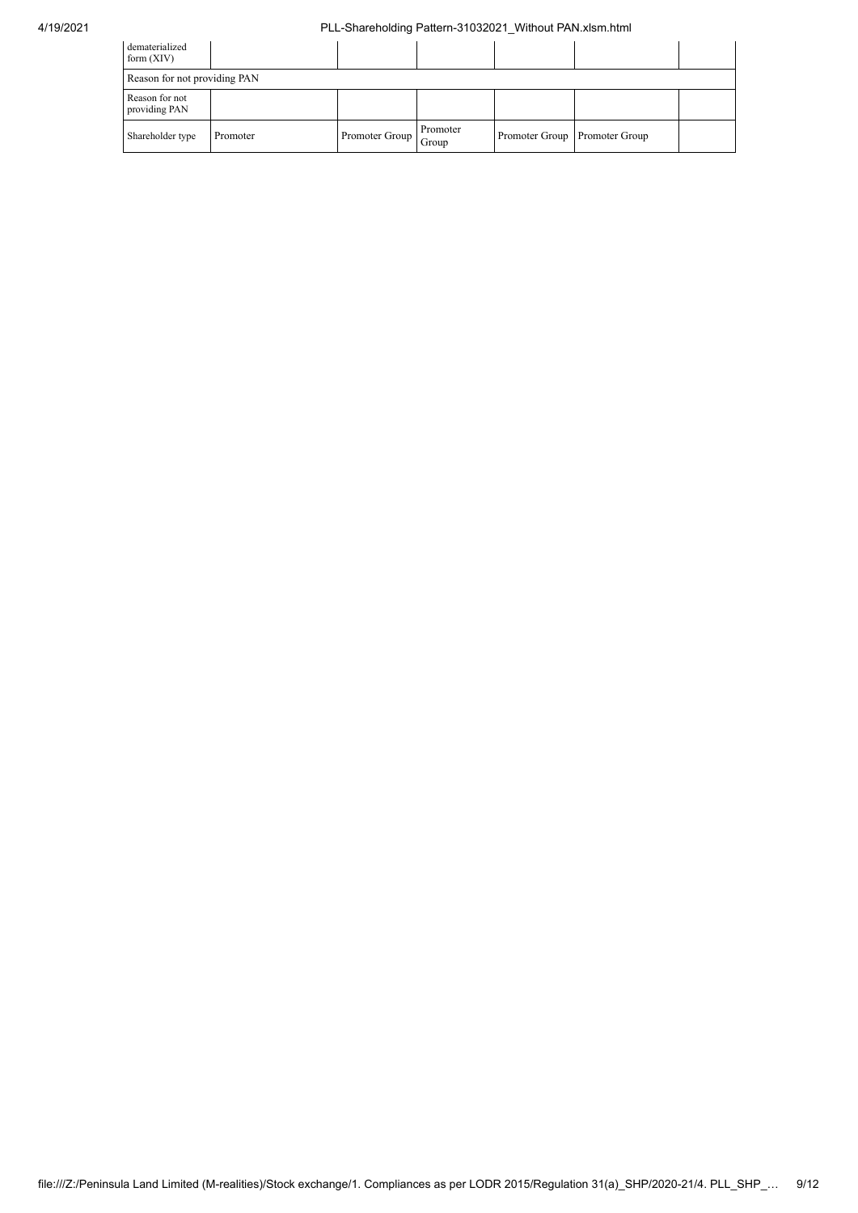| dematerialized form (XIV) | | | | | | |
|---|---|---|---|---|---|---|
| Reason for not providing PAN | | | | | | |
| Reason for not providing PAN | | | | | | |
| Shareholder type | Promoter | Promoter Group | Promoter Group | Promoter Group | Promoter Group | |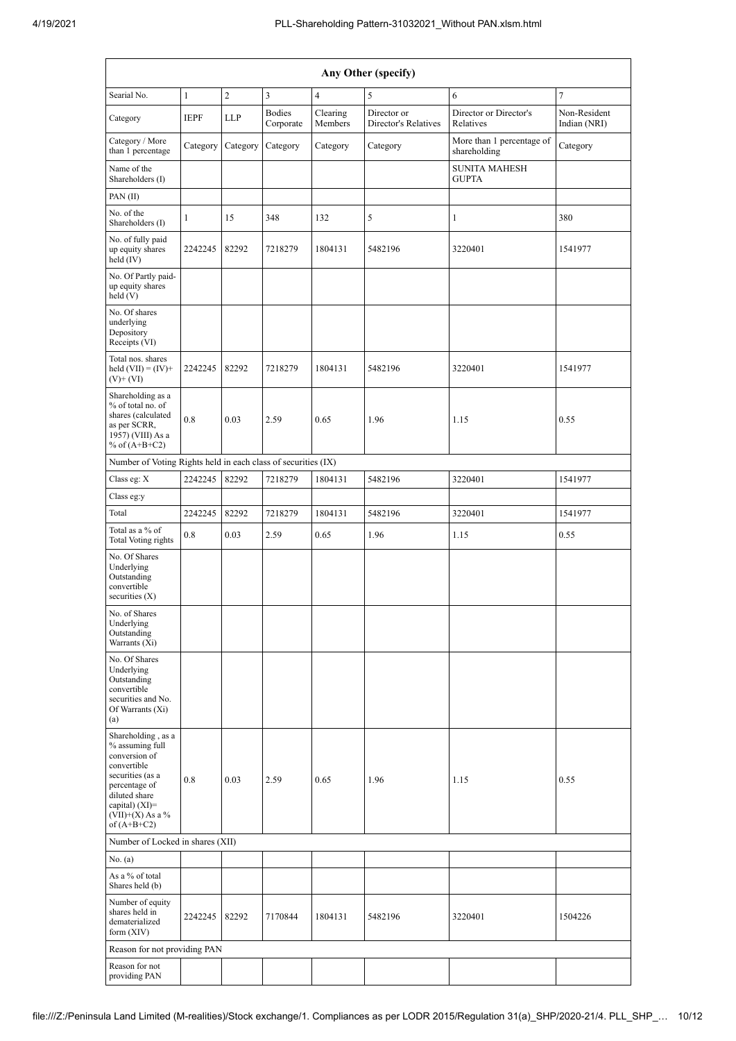| Any Other (specify) | | | | | | | |
|---|---|---|---|---|---|---|---|
| Searial No. | 1 | 2 | 3 | 4 | 5 | 6 | 7 |
| Category | IEPF | LLP | Bodies Corporate | Clearing Members | Director or Director's Relatives | Director or Director's Relatives | Non-Resident Indian (NRI) |
| Category / More than 1 percentage | Category | Category | Category | Category | Category | More than 1 percentage of shareholding | Category |
| Name of the Shareholders (I) | | | | | | SUNITA MAHESH GUPTA | |
| PAN (II) | | | | | | | |
| No. of the Shareholders (I) | 1 | 15 | 348 | 132 | 5 | 1 | 380 |
| No. of fully paid up equity shares held (IV) | 2242245 | 82292 | 7218279 | 1804131 | 5482196 | 3220401 | 1541977 |
| No. Of Partly paid-up equity shares held (V) | | | | | | | |
| No. Of shares underlying Depository Receipts (VI) | | | | | | | |
| Total nos. shares held (VII) = (IV)+ (V)+ (VI) | 2242245 | 82292 | 7218279 | 1804131 | 5482196 | 3220401 | 1541977 |
| Shareholding as a % of total no. of shares (calculated as per SCRR, 1957) (VIII) As a % of (A+B+C2) | 0.8 | 0.03 | 2.59 | 0.65 | 1.96 | 1.15 | 0.55 |
| Number of Voting Rights held in each class of securities (IX) | | | | | | | |
| Class eg: X | 2242245 | 82292 | 7218279 | 1804131 | 5482196 | 3220401 | 1541977 |
| Class eg:y | | | | | | | |
| Total | 2242245 | 82292 | 7218279 | 1804131 | 5482196 | 3220401 | 1541977 |
| Total as a % of Total Voting rights | 0.8 | 0.03 | 2.59 | 0.65 | 1.96 | 1.15 | 0.55 |
| No. Of Shares Underlying Outstanding convertible securities (X) | | | | | | | |
| No. of Shares Underlying Outstanding Warrants (Xi) | | | | | | | |
| No. Of Shares Underlying Outstanding convertible securities and No. Of Warrants (Xi) (a) | | | | | | | |
| Shareholding , as a % assuming full conversion of convertible securities (as a percentage of diluted share capital) (XI)= (VII)+(X) As a % of (A+B+C2) | 0.8 | 0.03 | 2.59 | 0.65 | 1.96 | 1.15 | 0.55 |
| Number of Locked in shares (XII) | | | | | | | |
| No. (a) | | | | | | | |
| As a % of total Shares held (b) | | | | | | | |
| Number of equity shares held in dematerialized form (XIV) | 2242245 | 82292 | 7170844 | 1804131 | 5482196 | 3220401 | 1504226 |
| Reason for not providing PAN | | | | | | | |
| Reason for not providing PAN | | | | | | | |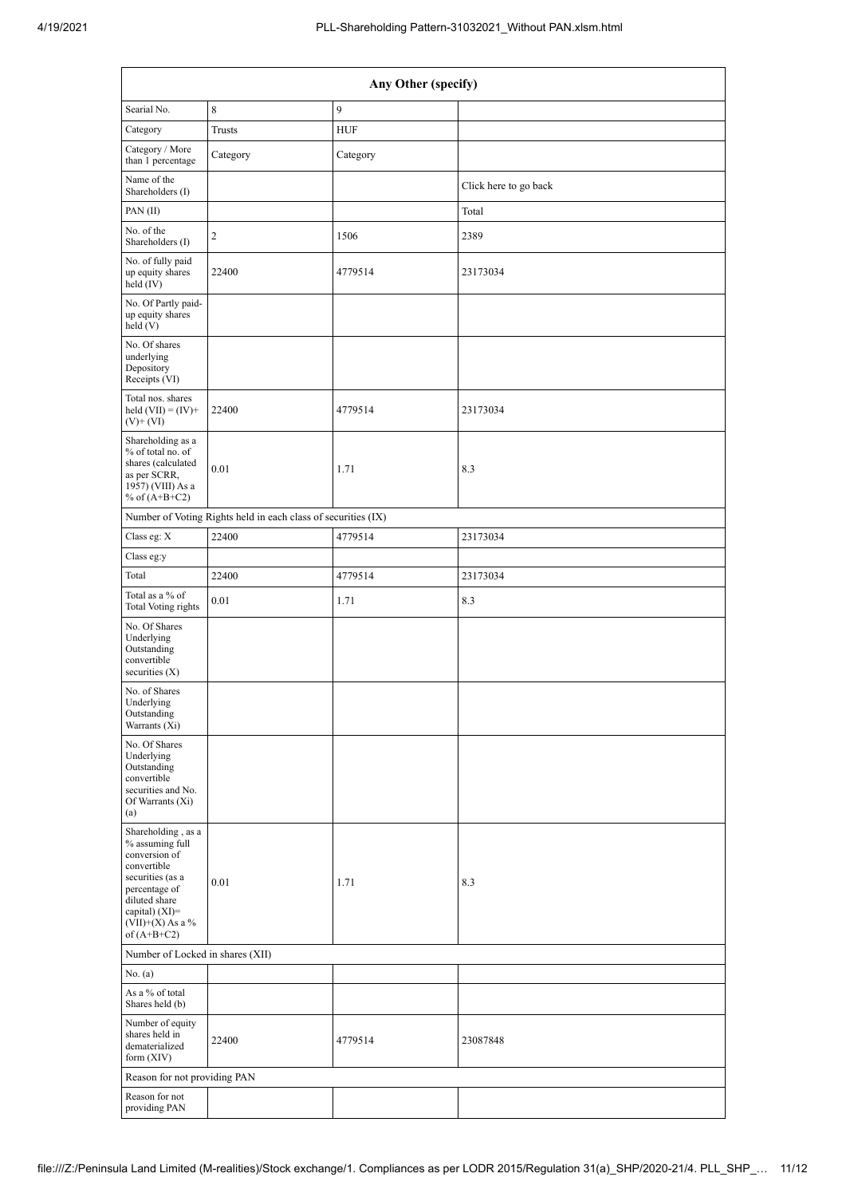| Any Other (specify) | | | |
|---|---|---|---|
| Searial No. | 8 | 9 | |
| Category | Trusts | HUF | |
| Category / More than 1 percentage | Category | Category | |
| Name of the Shareholders (I) | | | Click here to go back |
| PAN (II) | | | Total |
| No. of the Shareholders (I) | 2 | 1506 | 2389 |
| No. of fully paid up equity shares held (IV) | 22400 | 4779514 | 23173034 |
| No. Of Partly paid-up equity shares held (V) | | | |
| No. Of shares underlying Depository Receipts (VI) | | | |
| Total nos. shares held (VII) = (IV)+ (V)+ (VI) | 22400 | 4779514 | 23173034 |
| Shareholding as a % of total no. of shares (calculated as per SCRR, 1957) (VIII) As a % of (A+B+C2) | 0.01 | 1.71 | 8.3 |
| Number of Voting Rights held in each class of securities (IX) | | | |
| Class eg: X | 22400 | 4779514 | 23173034 |
| Class eg:y | | | |
| Total | 22400 | 4779514 | 23173034 |
| Total as a % of Total Voting rights | 0.01 | 1.71 | 8.3 |
| No. Of Shares Underlying Outstanding convertible securities (X) | | | |
| No. of Shares Underlying Outstanding Warrants (Xi) | | | |
| No. Of Shares Underlying Outstanding convertible securities and No. Of Warrants (Xi) (a) | | | |
| Shareholding , as a % assuming full conversion of convertible securities (as a percentage of diluted share capital) (XI)= (VII)+(X) As a % of (A+B+C2) | 0.01 | 1.71 | 8.3 |
| Number of Locked in shares (XII) | | | |
| No. (a) | | | |
| As a % of total Shares held (b) | | | |
| Number of equity shares held in dematerialized form (XIV) | 22400 | 4779514 | 23087848 |
| Reason for not providing PAN | | | |
| Reason for not providing PAN | | | |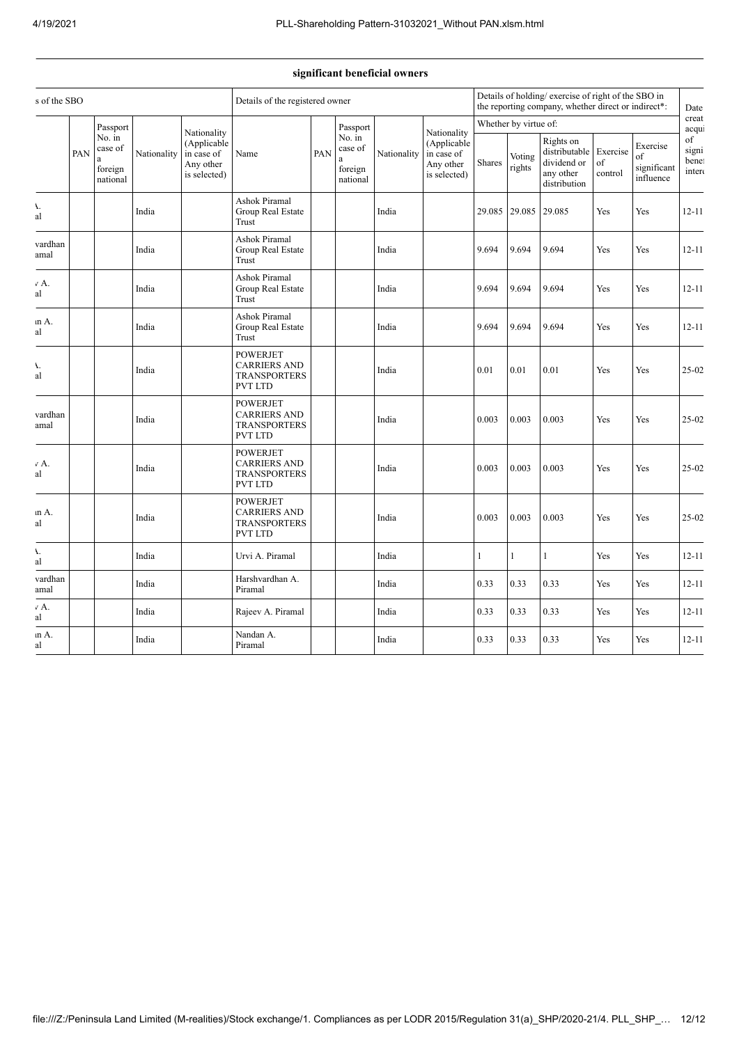## significant beneficial owners

| s of the SBO | | | | | Details of the registered owner | | | | | Details of holding/ exercise of right of the SBO in the reporting company, whether direct or indirect*: | | | | | Date creat acqui of signi bene inter |
|---|---|---|---|---|---|---|---|---|---|---|---|---|---|---|---|
| | PAN | Passport No. in case of a foreign national | Nationality | Nationality (Applicable in case of Any other is selected) | Name | PAN | Passport No. in case of a foreign national | Nationality | Nationality (Applicable in case of Any other is selected) | Whether by virtue of: Shares | Voting rights | Rights on distributable dividend or any other distribution | Exercise of control | Exercise of significant influence | |
| A. al | | | India | | Ashok Piramal Group Real Estate Trust | | | India | | 29.085 | 29.085 | 29.085 | Yes | Yes | 12-11 |
| vardhan amal | | | India | | Ashok Piramal Group Real Estate Trust | | | India | | 9.694 | 9.694 | 9.694 | Yes | Yes | 12-11 |
| v A. al | | | India | | Ashok Piramal Group Real Estate Trust | | | India | | 9.694 | 9.694 | 9.694 | Yes | Yes | 12-11 |
| n A. al | | | India | | Ashok Piramal Group Real Estate Trust | | | India | | 9.694 | 9.694 | 9.694 | Yes | Yes | 12-11 |
| A. al | | | India | | POWERJET CARRIERS AND TRANSPORTERS PVT LTD | | | India | | 0.01 | 0.01 | 0.01 | Yes | Yes | 25-02 |
| vardhan amal | | | India | | POWERJET CARRIERS AND TRANSPORTERS PVT LTD | | | India | | 0.003 | 0.003 | 0.003 | Yes | Yes | 25-02 |
| v A. al | | | India | | POWERJET CARRIERS AND TRANSPORTERS PVT LTD | | | India | | 0.003 | 0.003 | 0.003 | Yes | Yes | 25-02 |
| n A. al | | | India | | POWERJET CARRIERS AND TRANSPORTERS PVT LTD | | | India | | 0.003 | 0.003 | 0.003 | Yes | Yes | 25-02 |
| A. al | | | India | | Urvi A. Piramal | | | India | | 1 | 1 | 1 | Yes | Yes | 12-11 |
| vardhan amal | | | India | | Harshvardhan A. Piramal | | | India | | 0.33 | 0.33 | 0.33 | Yes | Yes | 12-11 |
| v A. al | | | India | | Rajeev A. Piramal | | | India | | 0.33 | 0.33 | 0.33 | Yes | Yes | 12-11 |
| n A. al | | | India | | Nandan A. Piramal | | | India | | 0.33 | 0.33 | 0.33 | Yes | Yes | 12-11 |